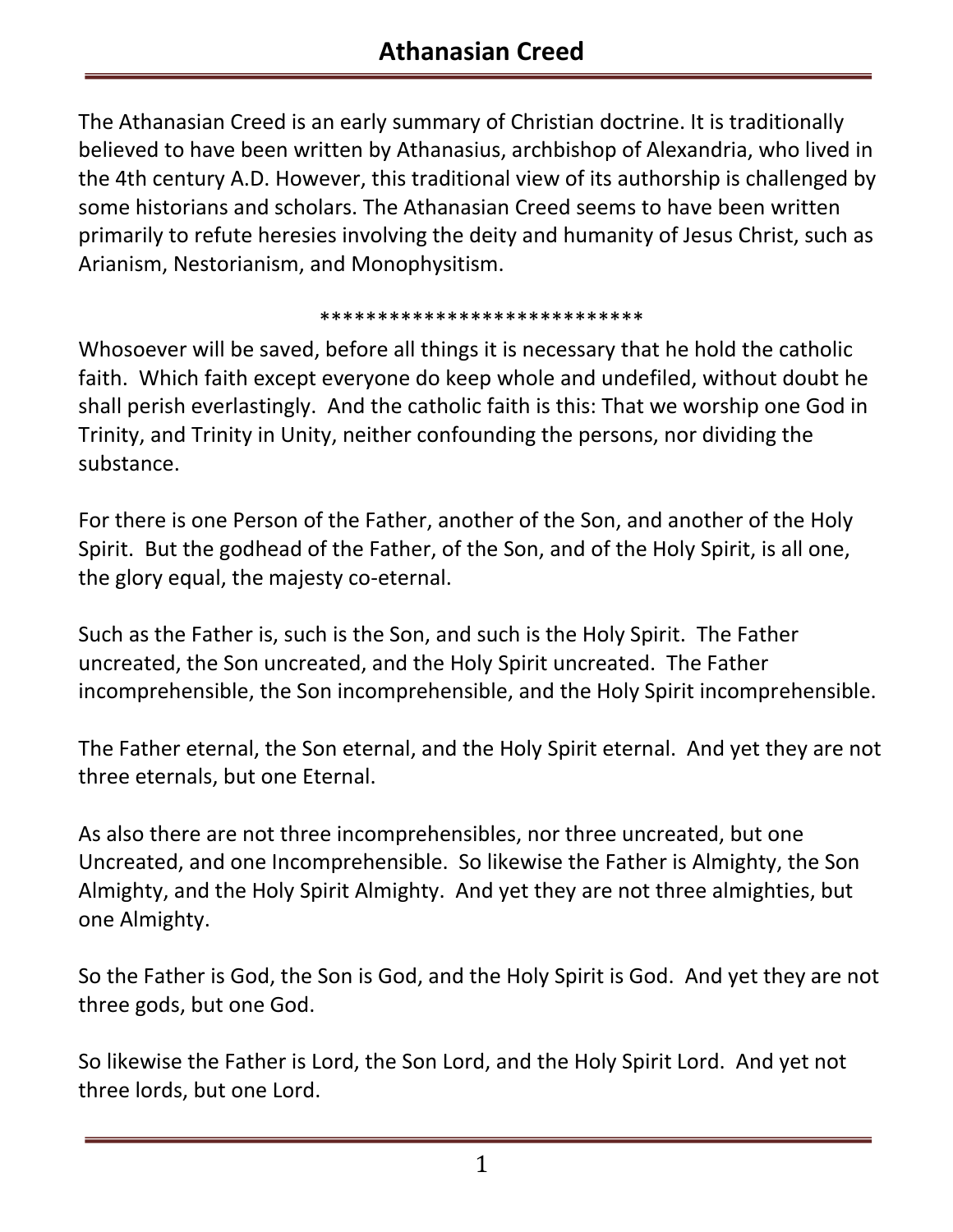# Athanasian Creed

The Athanasian Creed is an early summary of Christian doctrine. It is traditionally believed to have been written by Athanasius, archbishop of Alexandria, who lived in the 4th century A.D. However, this traditional view of its authorship is challenged by some historians and scholars. The Athanasian Creed seems to have been written primarily to refute heresies involving the deity and humanity of Jesus Christ, such as Arianism, Nestorianism, and Monophysitism.

*****************************

Whosoever will be saved, before all things it is necessary that he hold the catholic faith. Which faith except everyone do keep whole and undefiled, without doubt he shall perish everlastingly. And the catholic faith is this: That we worship one God in Trinity, and Trinity in Unity, neither confounding the persons, nor dividing the substance.

For there is one Person of the Father, another of the Son, and another of the Holy Spirit. But the godhead of the Father, of the Son, and of the Holy Spirit, is all one, the glory equal, the majesty co-eternal.

Such as the Father is, such is the Son, and such is the Holy Spirit. The Father uncreated, the Son uncreated, and the Holy Spirit uncreated. The Father incomprehensible, the Son incomprehensible, and the Holy Spirit incomprehensible.

The Father eternal, the Son eternal, and the Holy Spirit eternal. And yet they are not three eternals, but one Eternal.

As also there are not three incomprehensibles, nor three uncreated, but one Uncreated, and one Incomprehensible. So likewise the Father is Almighty, the Son Almighty, and the Holy Spirit Almighty. And yet they are not three almighties, but one Almighty.

So the Father is God, the Son is God, and the Holy Spirit is God. And yet they are not three gods, but one God.

So likewise the Father is Lord, the Son Lord, and the Holy Spirit Lord. And yet not three lords, but one Lord.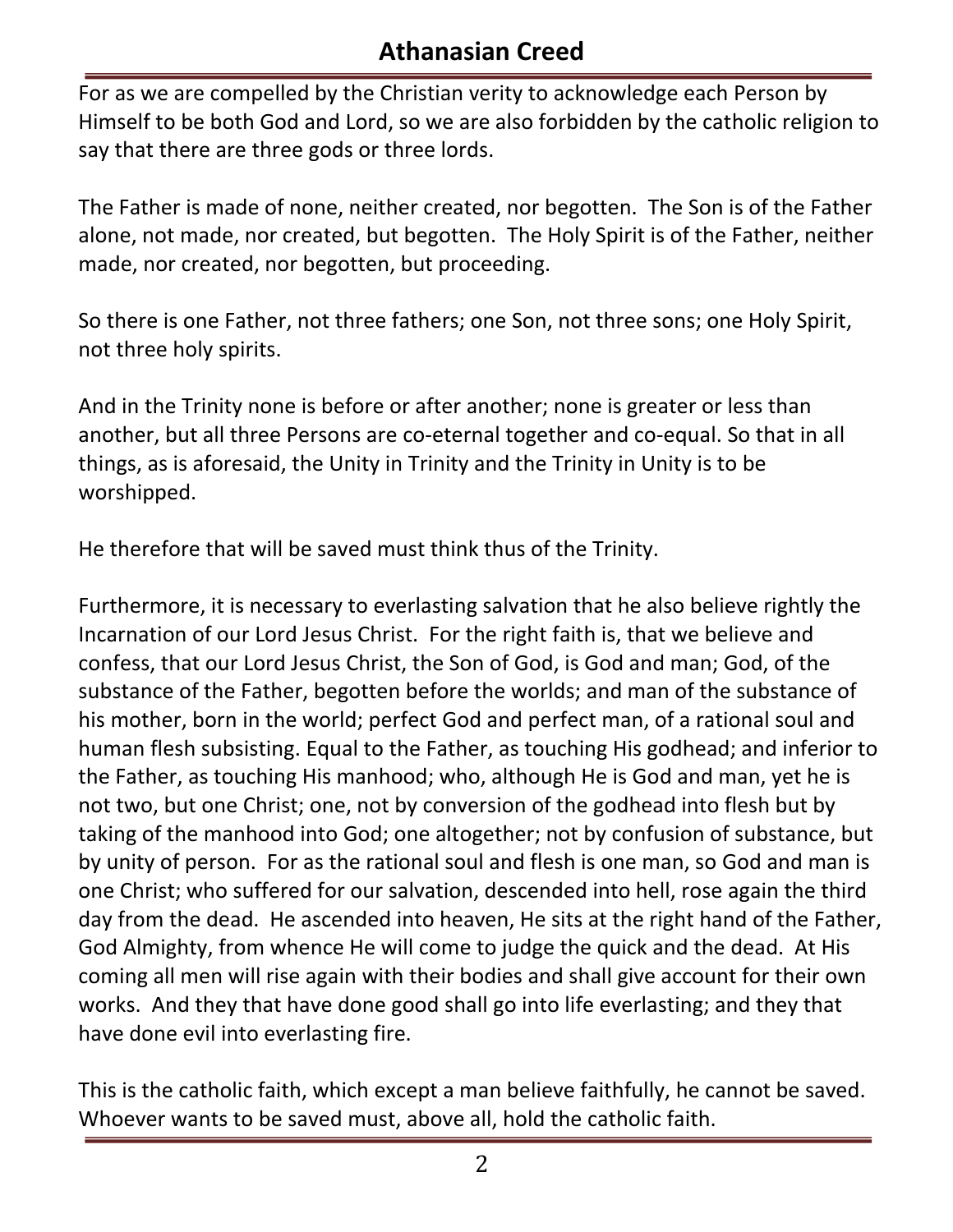For as we are compelled by the Christian verity to acknowledge each Person by Himself to be both God and Lord, so we are also forbidden by the catholic religion to say that there are three gods or three lords.

The Father is made of none, neither created, nor begotten. The Son is of the Father alone, not made, nor created, but begotten. The Holy Spirit is of the Father, neither made, nor created, nor begotten, but proceeding.

So there is one Father, not three fathers; one Son, not three sons; one Holy Spirit, not three holy spirits.

And in the Trinity none is before or after another; none is greater or less than another, but all three Persons are co-eternal together and co-equal. So that in all things, as is aforesaid, the Unity in Trinity and the Trinity in Unity is to be worshipped.

He therefore that will be saved must think thus of the Trinity.

Furthermore, it is necessary to everlasting salvation that he also believe rightly the Incarnation of our Lord Jesus Christ. For the right faith is, that we believe and confess, that our Lord Jesus Christ, the Son of God, is God and man; God, of the substance of the Father, begotten before the worlds; and man of the substance of his mother, born in the world; perfect God and perfect man, of a rational soul and human flesh subsisting. Equal to the Father, as touching His godhead; and inferior to the Father, as touching His manhood; who, although He is God and man, yet he is not two, but one Christ; one, not by conversion of the godhead into flesh but by taking of the manhood into God; one altogether; not by confusion of substance, but by unity of person. For as the rational soul and flesh is one man, so God and man is one Christ; who suffered for our salvation, descended into hell, rose again the third day from the dead. He ascended into heaven, He sits at the right hand of the Father, God Almighty, from whence He will come to judge the quick and the dead. At His coming all men will rise again with their bodies and shall give account for their own works. And they that have done good shall go into life everlasting; and they that have done evil into everlasting fire.

This is the catholic faith, which except a man believe faithfully, he cannot be saved. Whoever wants to be saved must, above all, hold the catholic faith.